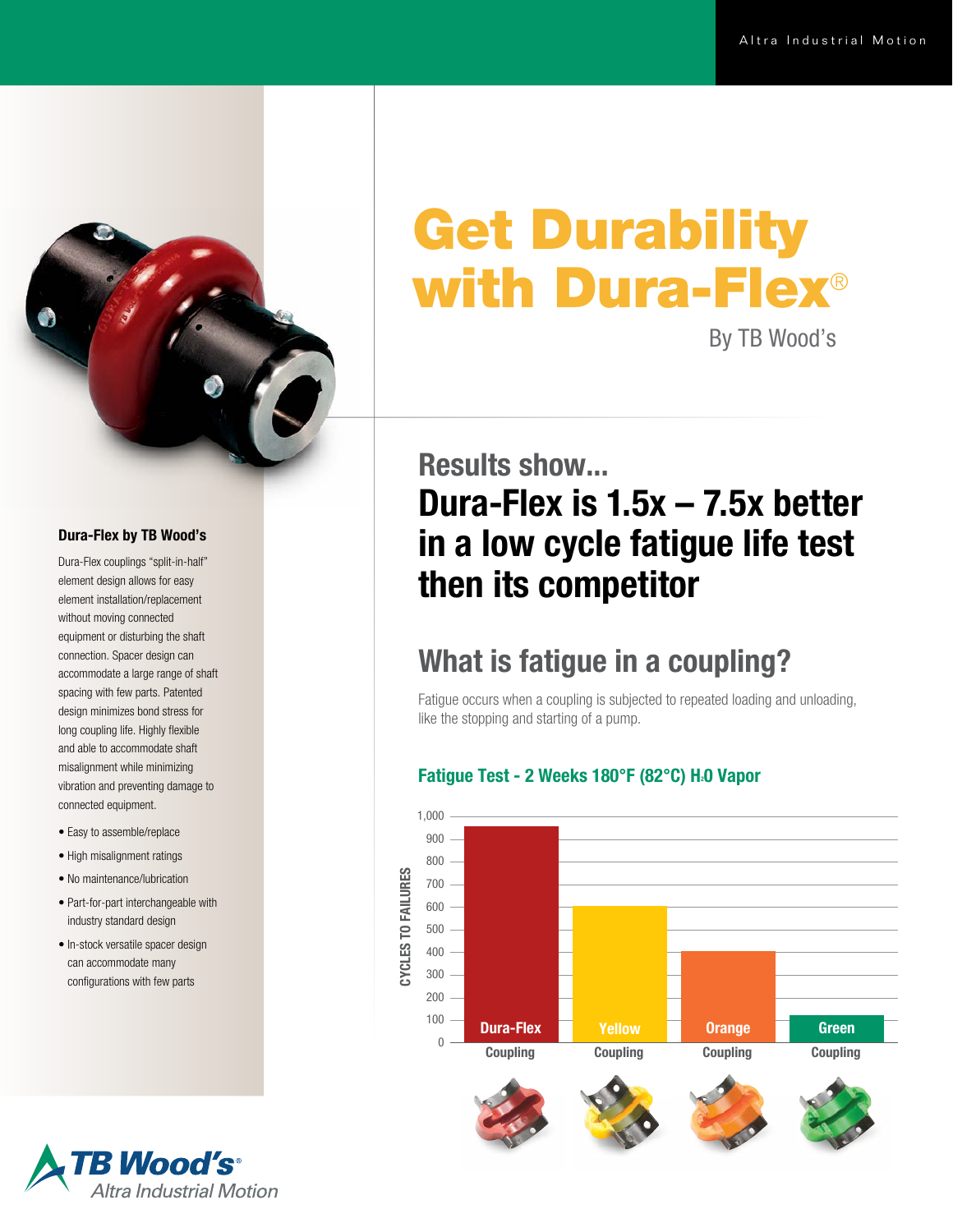Altra Industrial Motion

# Get Durability with Dura-Flex®

By TB Wood's

## Results show...

## Dura-Flex is 1.5x – 7.5x better in a low cycle fatigue life test then its competitor

## What is fatigue in a coupling?

Fatigue occurs when a coupling is subjected to repeated loading and unloading, like the stopping and starting of a pump.

### Fatigue Test - 2 Weeks 180°F (82°C) $H_2O$ Vapor

CYCLES TO FAILURES: 0, 100, 200, 300, 400, 500, 600, 700, 800, 900, 1,000

Dura-Flex Coupling | Yellow Coupling | Orange Coupling | Green Coupling

### Dura-Flex by TB Wood's

Dura-Flex couplings "split-in-half" element design allows for easy element installation/replacement without moving connected equipment or disturbing the shaft connection. Spacer design can accommodate a large range of shaft spacing with few parts. Patented design minimizes bond stress for long coupling life. Highly flexible and able to accommodate shaft misalignment while minimizing vibration and preventing damage to connected equipment.

- Easy to assemble/replace
- High misalignment ratings
- No maintenance/lubrication
- Part-for-part interchangeable with industry standard design
- In-stock versatile spacer design can accommodate many configurations with few parts

TB Wood's®
Altra Industrial Motion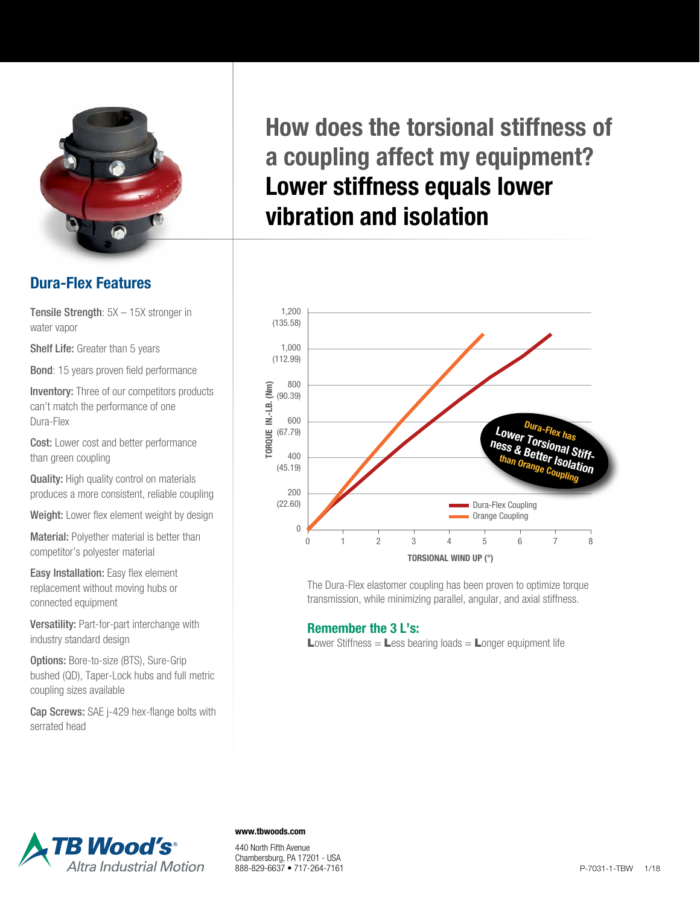# How does the torsional stiffness of a coupling affect my equipment?

# **Lower stiffness equals lower vibration and isolation**

## Dura-Flex Features

**Tensile Strength**: 5X – 15X stronger in water vapor

**Shelf Life:** Greater than 5 years

**Bond**: 15 years proven field performance

**Inventory:** Three of our competitors products can't match the performance of one Dura-Flex

**Cost:** Lower cost and better performance than green coupling

**Quality:** High quality control on materials produces a more consistent, reliable coupling

**Weight:** Lower flex element weight by design

**Material:** Polyether material is better than competitor's polyester material

**Easy Installation:** Easy flex element replacement without moving hubs or connected equipment

**Versatility:** Part-for-part interchange with industry standard design

**Options:** Bore-to-size (BTS), Sure-Grip bushed (QD), Taper-Lock hubs and full metric coupling sizes available

**Cap Screws:** SAE j-429 hex-flange bolts with serrated head

TORQUE IN.-LB. (Nm)

1,200 (135.58)
1,000 (112.99)
800 (90.39)
600 (67.79)
400 (45.19)
200 (22.60)
0

0 1 2 3 4 5 6 7 8

TORSIONAL WIND UP (°)

Dura-Flex has Lower Torsional Stiffness & Better Isolation than Orange Coupling

Dura-Flex Coupling
Orange Coupling

The Dura-Flex elastomer coupling has been proven to optimize torque transmission, while minimizing parallel, angular, and axial stiffness.

### Remember the 3 L's:

**L**ower Stiffness = **L**ess bearing loads = **L**onger equipment life

TB Wood's® Altra Industrial Motion

**www.tbwoods.com**

440 North Fifth Avenue
Chambersburg, PA 17201 - USA
888-829-6637 • 717-264-7161

P-7031-1-TBW 1/18